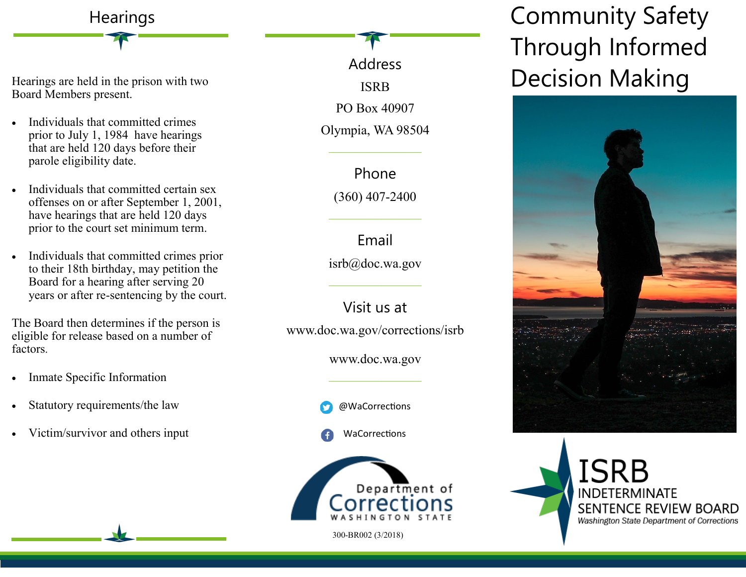## Hearings

Hearings are held in the prison with two Board Members present.

- Individuals that committed crimes prior to July 1, 1984 have hearings that are held 120 days before their parole eligibility date.
- Individuals that committed certain sex offenses on or after September 1, 2001, have hearings that are held 120 days prior to the court set minimum term.
- Individuals that committed crimes prior to their 18th birthday, may petition the Board for a hearing after serving 20 years or after re-sentencing by the court.

The Board then determines if the person is eligible for release based on a number of factors.

- Inmate Specific Information
- Statutory requirements/the law
- Victim/survivor and others input

## Address

ISRB
PO Box 40907
Olympia, WA 98504

## Phone

(360) 407-2400

## Email

isrb@doc.wa.gov

## Visit us at

www.doc.wa.gov/corrections/isrb

www.doc.wa.gov

@WaCorrections

WaCorrections

Department of Corrections
WASHINGTON STATE

300-BR002 (3/2018)

# Community Safety Through Informed Decision Making

**ISRB**
INDETERMINATE SENTENCE REVIEW BOARD
*Washington State Department of Corrections*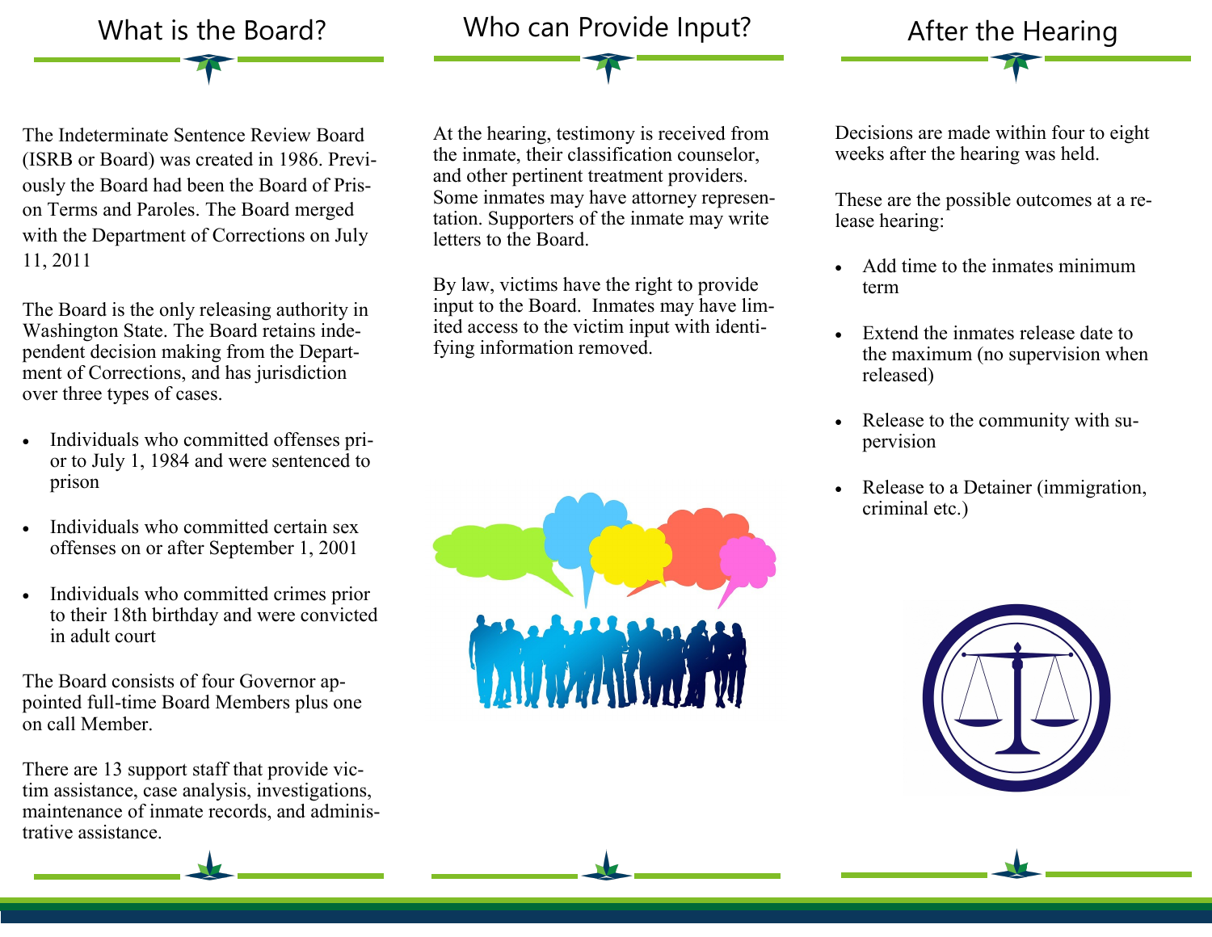## What is the Board?

The Indeterminate Sentence Review Board (ISRB or Board) was created in 1986. Previously the Board had been the Board of Prison Terms and Paroles. The Board merged with the Department of Corrections on July 11, 2011

The Board is the only releasing authority in Washington State. The Board retains independent decision making from the Department of Corrections, and has jurisdiction over three types of cases.

- Individuals who committed offenses prior to July 1, 1984 and were sentenced to prison
- Individuals who committed certain sex offenses on or after September 1, 2001
- Individuals who committed crimes prior to their 18th birthday and were convicted in adult court

The Board consists of four Governor appointed full-time Board Members plus one on call Member.

There are 13 support staff that provide victim assistance, case analysis, investigations, maintenance of inmate records, and administrative assistance.

## Who can Provide Input?

At the hearing, testimony is received from the inmate, their classification counselor, and other pertinent treatment providers. Some inmates may have attorney representation. Supporters of the inmate may write letters to the Board.

By law, victims have the right to provide input to the Board. Inmates may have limited access to the victim input with identifying information removed.

## After the Hearing

Decisions are made within four to eight weeks after the hearing was held.

These are the possible outcomes at a release hearing:

- Add time to the inmates minimum term
- Extend the inmates release date to the maximum (no supervision when released)
- Release to the community with supervision
- Release to a Detainer (immigration, criminal etc.)